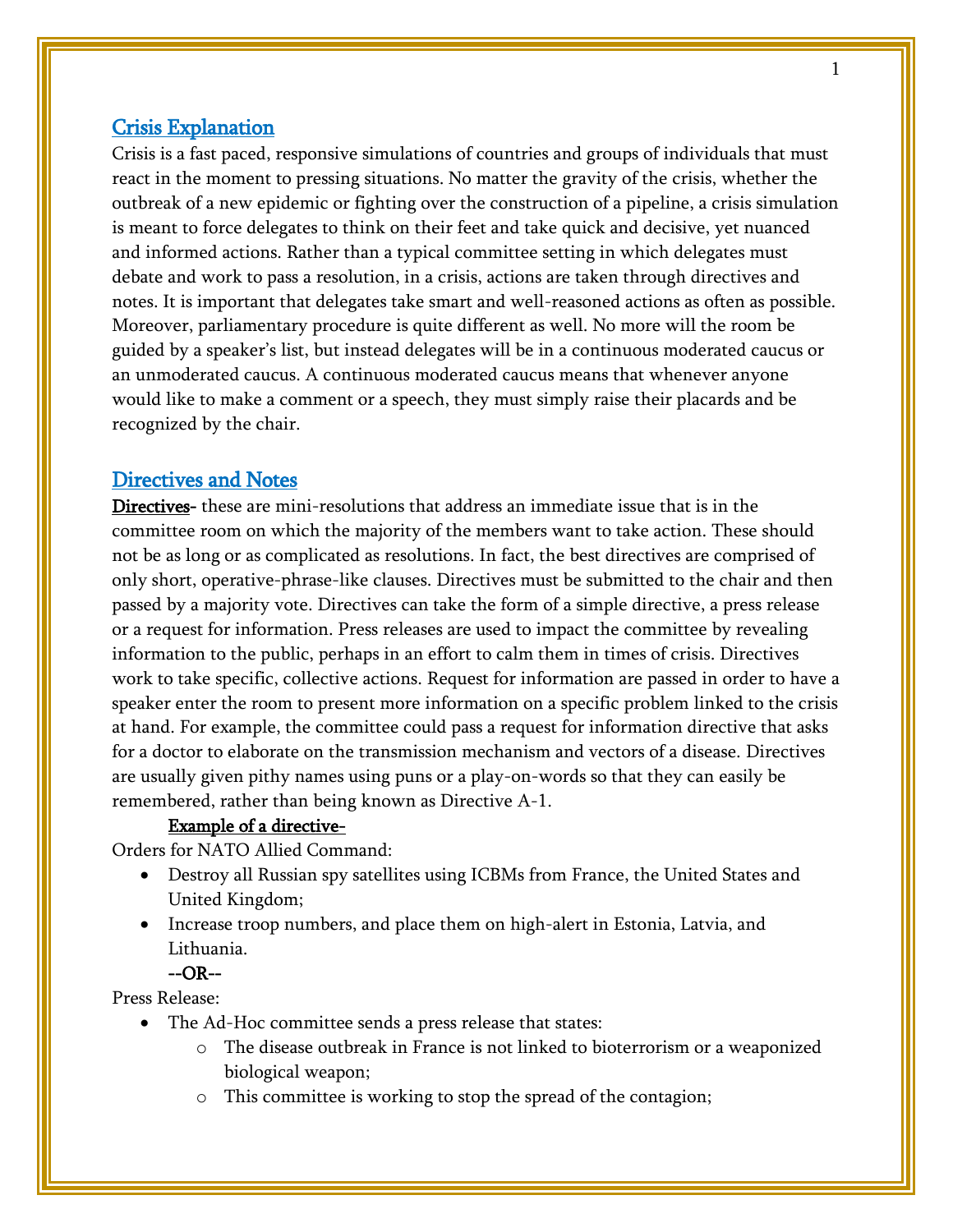## Crisis Explanation

Crisis is a fast paced, responsive simulations of countries and groups of individuals that must react in the moment to pressing situations. No matter the gravity of the crisis, whether the outbreak of a new epidemic or fighting over the construction of a pipeline, a crisis simulation is meant to force delegates to think on their feet and take quick and decisive, yet nuanced and informed actions. Rather than a typical committee setting in which delegates must debate and work to pass a resolution, in a crisis, actions are taken through directives and notes. It is important that delegates take smart and well-reasoned actions as often as possible. Moreover, parliamentary procedure is quite different as well. No more will the room be guided by a speaker's list, but instead delegates will be in a continuous moderated caucus or an unmoderated caucus. A continuous moderated caucus means that whenever anyone would like to make a comment or a speech, they must simply raise their placards and be recognized by the chair.

## Directives and Notes

**Directives**- these are mini-resolutions that address an immediate issue that is in the committee room on which the majority of the members want to take action. These should not be as long or as complicated as resolutions. In fact, the best directives are comprised of only short, operative-phrase-like clauses. Directives must be submitted to the chair and then passed by a majority vote. Directives can take the form of a simple directive, a press release or a request for information. Press releases are used to impact the committee by revealing information to the public, perhaps in an effort to calm them in times of crisis. Directives work to take specific, collective actions. Request for information are passed in order to have a speaker enter the room to present more information on a specific problem linked to the crisis at hand. For example, the committee could pass a request for information directive that asks for a doctor to elaborate on the transmission mechanism and vectors of a disease. Directives are usually given pithy names using puns or a play-on-words so that they can easily be remembered, rather than being known as Directive A-1.

**Example of a directive-**

Orders for NATO Allied Command:

- Destroy all Russian spy satellites using ICBMs from France, the United States and United Kingdom;
- Increase troop numbers, and place them on high-alert in Estonia, Latvia, and Lithuania.

--OR--

Press Release:

- The Ad-Hoc committee sends a press release that states:
  - The disease outbreak in France is not linked to bioterrorism or a weaponized biological weapon;
  - This committee is working to stop the spread of the contagion;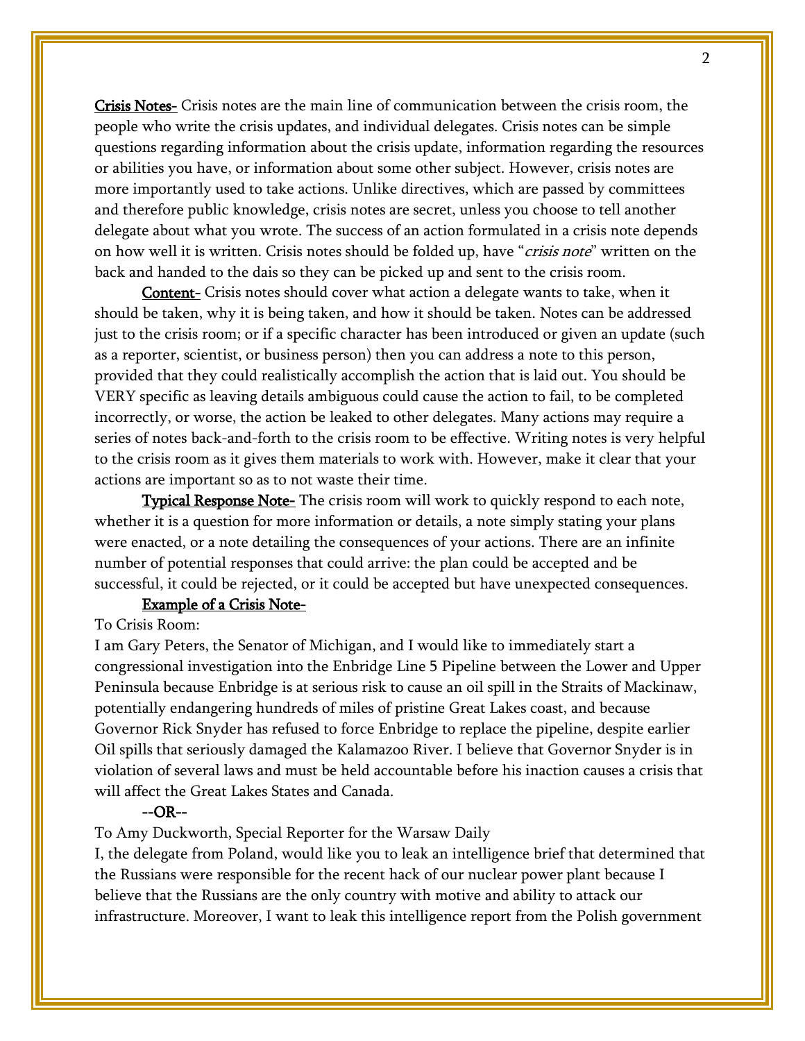**Crisis Notes-** Crisis notes are the main line of communication between the crisis room, the people who write the crisis updates, and individual delegates. Crisis notes can be simple questions regarding information about the crisis update, information regarding the resources or abilities you have, or information about some other subject. However, crisis notes are more importantly used to take actions. Unlike directives, which are passed by committees and therefore public knowledge, crisis notes are secret, unless you choose to tell another delegate about what you wrote. The success of an action formulated in a crisis note depends on how well it is written. Crisis notes should be folded up, have "*crisis note*" written on the back and handed to the dais so they can be picked up and sent to the crisis room.

**Content-** Crisis notes should cover what action a delegate wants to take, when it should be taken, why it is being taken, and how it should be taken. Notes can be addressed just to the crisis room; or if a specific character has been introduced or given an update (such as a reporter, scientist, or business person) then you can address a note to this person, provided that they could realistically accomplish the action that is laid out. You should be VERY specific as leaving details ambiguous could cause the action to fail, to be completed incorrectly, or worse, the action be leaked to other delegates. Many actions may require a series of notes back-and-forth to the crisis room to be effective. Writing notes is very helpful to the crisis room as it gives them materials to work with. However, make it clear that your actions are important so as to not waste their time.

**Typical Response Note-** The crisis room will work to quickly respond to each note, whether it is a question for more information or details, a note simply stating your plans were enacted, or a note detailing the consequences of your actions. There are an infinite number of potential responses that could arrive: the plan could be accepted and be successful, it could be rejected, or it could be accepted but have unexpected consequences.

**Example of a Crisis Note-**

To Crisis Room:

I am Gary Peters, the Senator of Michigan, and I would like to immediately start a congressional investigation into the Enbridge Line 5 Pipeline between the Lower and Upper Peninsula because Enbridge is at serious risk to cause an oil spill in the Straits of Mackinaw, potentially endangering hundreds of miles of pristine Great Lakes coast, and because Governor Rick Snyder has refused to force Enbridge to replace the pipeline, despite earlier Oil spills that seriously damaged the Kalamazoo River. I believe that Governor Snyder is in violation of several laws and must be held accountable before his inaction causes a crisis that will affect the Great Lakes States and Canada.

--OR--

To Amy Duckworth, Special Reporter for the Warsaw Daily

I, the delegate from Poland, would like you to leak an intelligence brief that determined that the Russians were responsible for the recent hack of our nuclear power plant because I believe that the Russians are the only country with motive and ability to attack our infrastructure. Moreover, I want to leak this intelligence report from the Polish government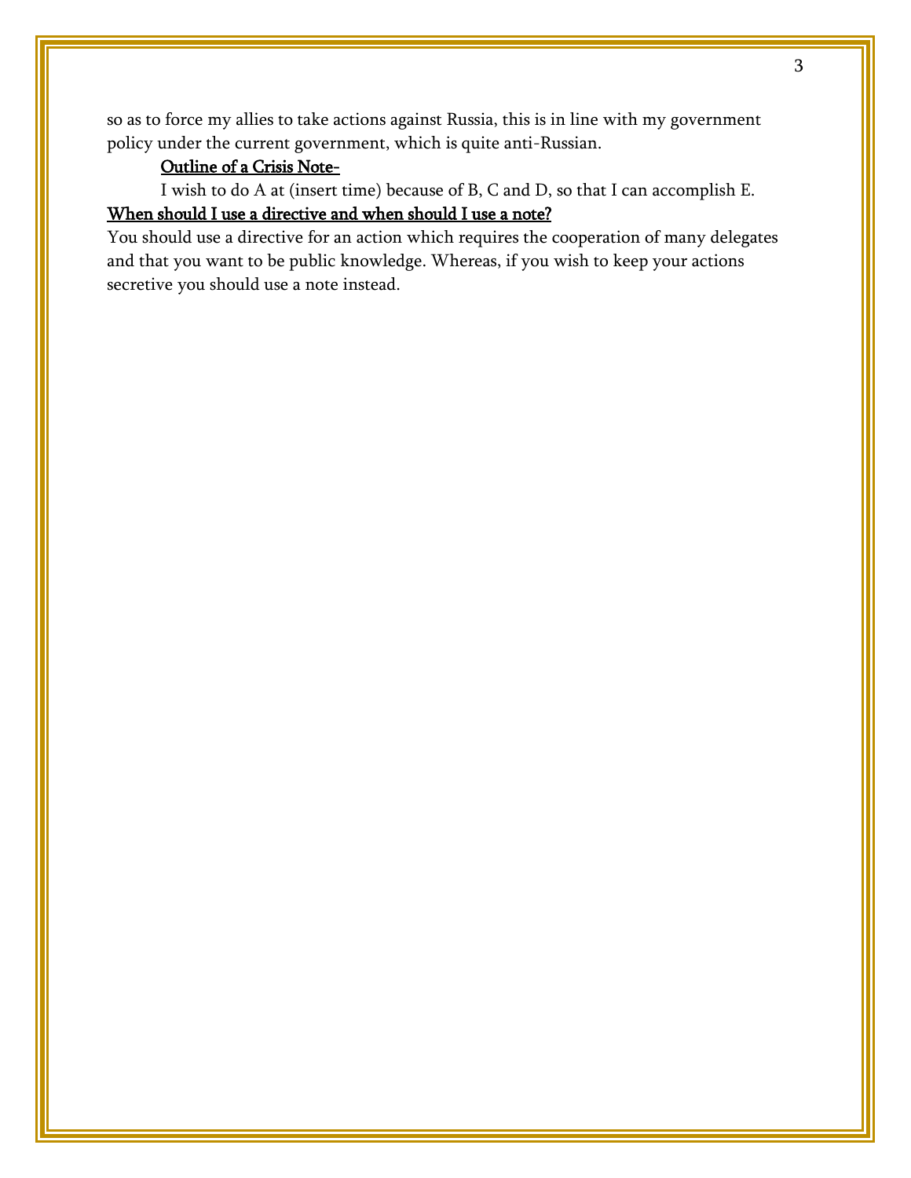so as to force my allies to take actions against Russia, this is in line with my government policy under the current government, which is quite anti-Russian.

**Outline of a Crisis Note-**

I wish to do A at (insert time) because of B, C and D, so that I can accomplish E.

## When should I use a directive and when should I use a note?

You should use a directive for an action which requires the cooperation of many delegates and that you want to be public knowledge. Whereas, if you wish to keep your actions secretive you should use a note instead.